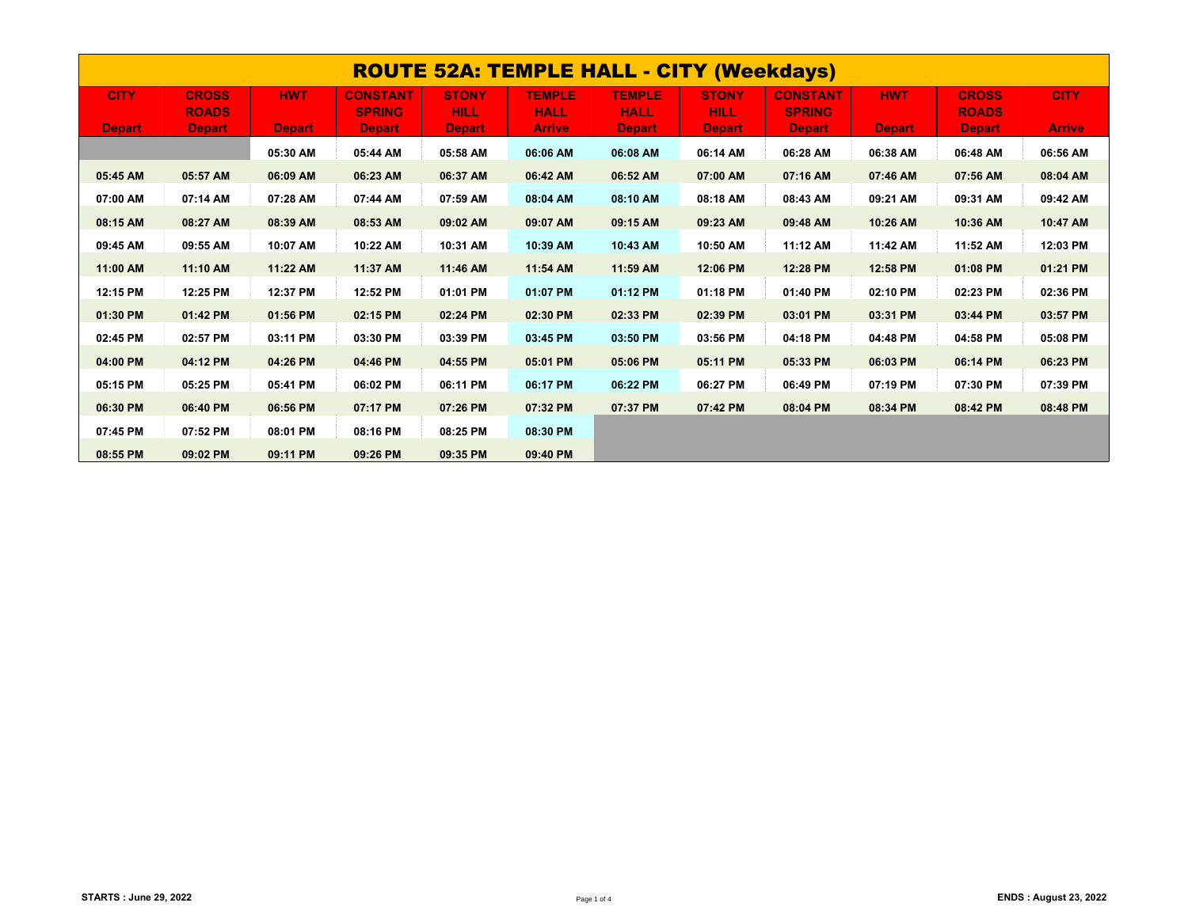# ROUTE 52A: TEMPLE HALL - CITY (Weekdays)

| CITY Depart | CROSS ROADS Depart | HWT Depart | CONSTANT SPRING Depart | STONY HILL Depart | TEMPLE HALL Arrive | TEMPLE HALL Depart | STONY HILL Depart | CONSTANT SPRING Depart | HWT Depart | CROSS ROADS Depart | CITY Arrive |
|---|---|---|---|---|---|---|---|---|---|---|---|
| | | 05:30 AM | 05:44 AM | 05:58 AM | 06:06 AM | 06:08 AM | 06:14 AM | 06:28 AM | 06:38 AM | 06:48 AM | 06:56 AM |
| 05:45 AM | 05:57 AM | 06:09 AM | 06:23 AM | 06:37 AM | 06:42 AM | 06:52 AM | 07:00 AM | 07:16 AM | 07:46 AM | 07:56 AM | 08:04 AM |
| 07:00 AM | 07:14 AM | 07:28 AM | 07:44 AM | 07:59 AM | 08:04 AM | 08:10 AM | 08:18 AM | 08:43 AM | 09:21 AM | 09:31 AM | 09:42 AM |
| 08:15 AM | 08:27 AM | 08:39 AM | 08:53 AM | 09:02 AM | 09:07 AM | 09:15 AM | 09:23 AM | 09:48 AM | 10:26 AM | 10:36 AM | 10:47 AM |
| 09:45 AM | 09:55 AM | 10:07 AM | 10:22 AM | 10:31 AM | 10:39 AM | 10:43 AM | 10:50 AM | 11:12 AM | 11:42 AM | 11:52 AM | 12:03 PM |
| 11:00 AM | 11:10 AM | 11:22 AM | 11:37 AM | 11:46 AM | 11:54 AM | 11:59 AM | 12:06 PM | 12:28 PM | 12:58 PM | 01:08 PM | 01:21 PM |
| 12:15 PM | 12:25 PM | 12:37 PM | 12:52 PM | 01:01 PM | 01:07 PM | 01:12 PM | 01:18 PM | 01:40 PM | 02:10 PM | 02:23 PM | 02:36 PM |
| 01:30 PM | 01:42 PM | 01:56 PM | 02:15 PM | 02:24 PM | 02:30 PM | 02:33 PM | 02:39 PM | 03:01 PM | 03:31 PM | 03:44 PM | 03:57 PM |
| 02:45 PM | 02:57 PM | 03:11 PM | 03:30 PM | 03:39 PM | 03:45 PM | 03:50 PM | 03:56 PM | 04:18 PM | 04:48 PM | 04:58 PM | 05:08 PM |
| 04:00 PM | 04:12 PM | 04:26 PM | 04:46 PM | 04:55 PM | 05:01 PM | 05:06 PM | 05:11 PM | 05:33 PM | 06:03 PM | 06:14 PM | 06:23 PM |
| 05:15 PM | 05:25 PM | 05:41 PM | 06:02 PM | 06:11 PM | 06:17 PM | 06:22 PM | 06:27 PM | 06:49 PM | 07:19 PM | 07:30 PM | 07:39 PM |
| 06:30 PM | 06:40 PM | 06:56 PM | 07:17 PM | 07:26 PM | 07:32 PM | 07:37 PM | 07:42 PM | 08:04 PM | 08:34 PM | 08:42 PM | 08:48 PM |
| 07:45 PM | 07:52 PM | 08:01 PM | 08:16 PM | 08:25 PM | 08:30 PM | | | | | | |
| 08:55 PM | 09:02 PM | 09:11 PM | 09:26 PM | 09:35 PM | 09:40 PM | | | | | | |

**STARTS : June 29, 2022**

**ENDS : August 23, 2022**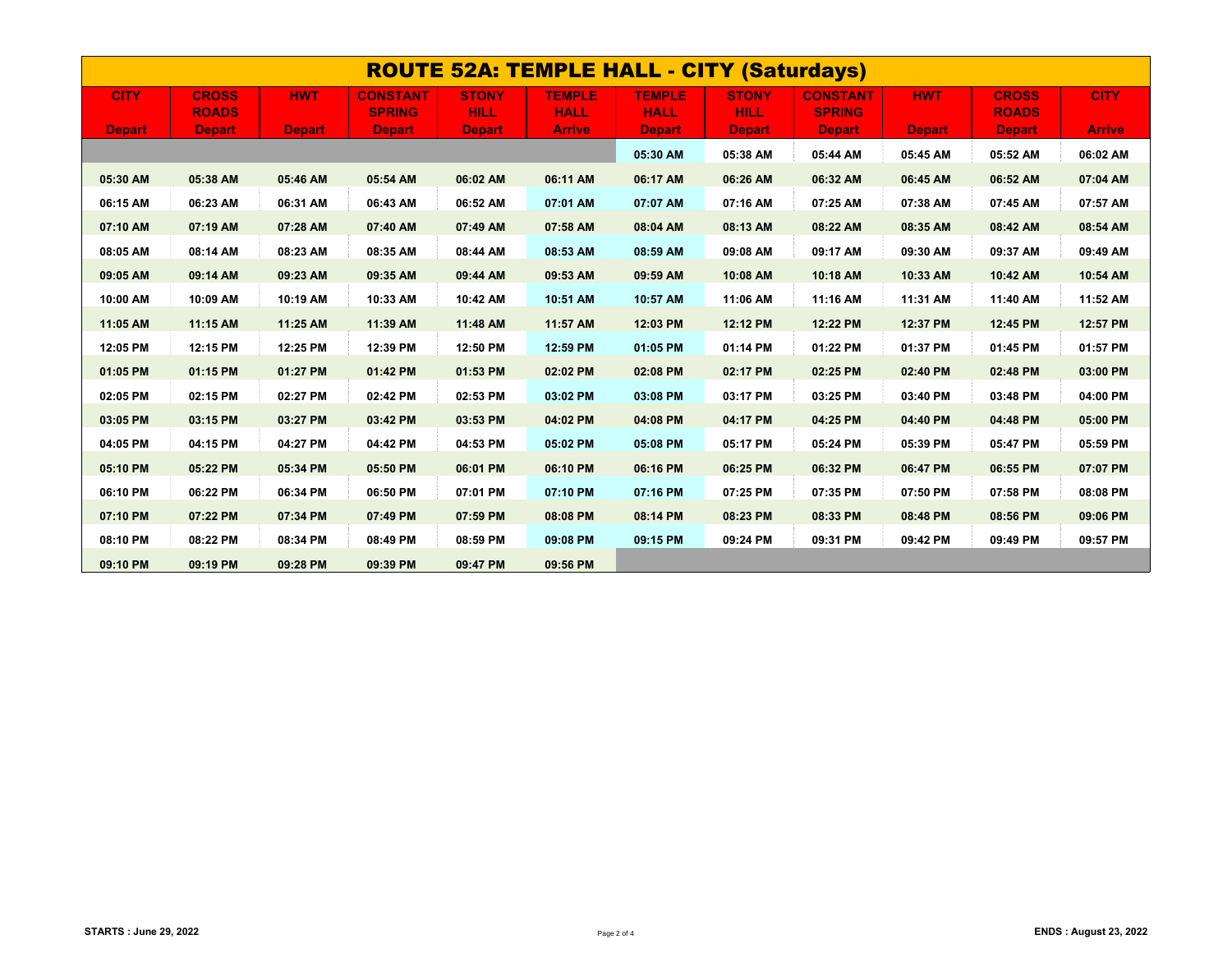# ROUTE 52A: TEMPLE HALL - CITY (Saturdays)

| CITY | CROSS ROADS | HWT | CONSTANT SPRING | STONY HILL | TEMPLE HALL | TEMPLE HALL | STONY HILL | CONSTANT SPRING | HWT | CROSS ROADS | CITY |
|---|---|---|---|---|---|---|---|---|---|---|---|
| Depart | Depart | Depart | Depart | Depart | Arrive | Depart | Depart | Depart | Depart | Depart | Arrive |
| | | | | | | 05:30 AM | 05:38 AM | 05:44 AM | 05:45 AM | 05:52 AM | 06:02 AM |
| 05:30 AM | 05:38 AM | 05:46 AM | 05:54 AM | 06:02 AM | 06:11 AM | 06:17 AM | 06:26 AM | 06:32 AM | 06:45 AM | 06:52 AM | 07:04 AM |
| 06:15 AM | 06:23 AM | 06:31 AM | 06:43 AM | 06:52 AM | 07:01 AM | 07:07 AM | 07:16 AM | 07:25 AM | 07:38 AM | 07:45 AM | 07:57 AM |
| 07:10 AM | 07:19 AM | 07:28 AM | 07:40 AM | 07:49 AM | 07:58 AM | 08:04 AM | 08:13 AM | 08:22 AM | 08:35 AM | 08:42 AM | 08:54 AM |
| 08:05 AM | 08:14 AM | 08:23 AM | 08:35 AM | 08:44 AM | 08:53 AM | 08:59 AM | 09:08 AM | 09:17 AM | 09:30 AM | 09:37 AM | 09:49 AM |
| 09:05 AM | 09:14 AM | 09:23 AM | 09:35 AM | 09:44 AM | 09:53 AM | 09:59 AM | 10:08 AM | 10:18 AM | 10:33 AM | 10:42 AM | 10:54 AM |
| 10:00 AM | 10:09 AM | 10:19 AM | 10:33 AM | 10:42 AM | 10:51 AM | 10:57 AM | 11:06 AM | 11:16 AM | 11:31 AM | 11:40 AM | 11:52 AM |
| 11:05 AM | 11:15 AM | 11:25 AM | 11:39 AM | 11:48 AM | 11:57 AM | 12:03 PM | 12:12 PM | 12:22 PM | 12:37 PM | 12:45 PM | 12:57 PM |
| 12:05 PM | 12:15 PM | 12:25 PM | 12:39 PM | 12:50 PM | 12:59 PM | 01:05 PM | 01:14 PM | 01:22 PM | 01:37 PM | 01:45 PM | 01:57 PM |
| 01:05 PM | 01:15 PM | 01:27 PM | 01:42 PM | 01:53 PM | 02:02 PM | 02:08 PM | 02:17 PM | 02:25 PM | 02:40 PM | 02:48 PM | 03:00 PM |
| 02:05 PM | 02:15 PM | 02:27 PM | 02:42 PM | 02:53 PM | 03:02 PM | 03:08 PM | 03:17 PM | 03:25 PM | 03:40 PM | 03:48 PM | 04:00 PM |
| 03:05 PM | 03:15 PM | 03:27 PM | 03:42 PM | 03:53 PM | 04:02 PM | 04:08 PM | 04:17 PM | 04:25 PM | 04:40 PM | 04:48 PM | 05:00 PM |
| 04:05 PM | 04:15 PM | 04:27 PM | 04:42 PM | 04:53 PM | 05:02 PM | 05:08 PM | 05:17 PM | 05:24 PM | 05:39 PM | 05:47 PM | 05:59 PM |
| 05:10 PM | 05:22 PM | 05:34 PM | 05:50 PM | 06:01 PM | 06:10 PM | 06:16 PM | 06:25 PM | 06:32 PM | 06:47 PM | 06:55 PM | 07:07 PM |
| 06:10 PM | 06:22 PM | 06:34 PM | 06:50 PM | 07:01 PM | 07:10 PM | 07:16 PM | 07:25 PM | 07:35 PM | 07:50 PM | 07:58 PM | 08:08 PM |
| 07:10 PM | 07:22 PM | 07:34 PM | 07:49 PM | 07:59 PM | 08:08 PM | 08:14 PM | 08:23 PM | 08:33 PM | 08:48 PM | 08:56 PM | 09:06 PM |
| 08:10 PM | 08:22 PM | 08:34 PM | 08:49 PM | 08:59 PM | 09:08 PM | 09:15 PM | 09:24 PM | 09:31 PM | 09:42 PM | 09:49 PM | 09:57 PM |
| 09:10 PM | 09:19 PM | 09:28 PM | 09:39 PM | 09:47 PM | 09:56 PM | | | | | | |

**STARTS : June 29, 2022**

**ENDS : August 23, 2022**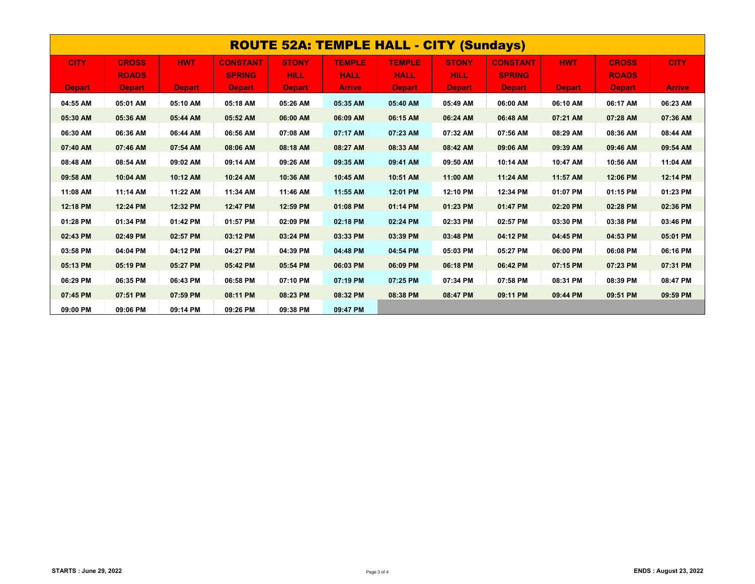# ROUTE 52A: TEMPLE HALL - CITY (Sundays)

| CITY Depart | CROSS ROADS Depart | HWT Depart | CONSTANT SPRING Depart | STONY HILL Depart | TEMPLE HALL Arrive | TEMPLE HALL Depart | STONY HILL Depart | CONSTANT SPRING Depart | HWT Depart | CROSS ROADS Depart | CITY Arrive |
|---|---|---|---|---|---|---|---|---|---|---|---|
| 04:55 AM | 05:01 AM | 05:10 AM | 05:18 AM | 05:26 AM | 05:35 AM | 05:40 AM | 05:49 AM | 06:00 AM | 06:10 AM | 06:17 AM | 06:23 AM |
| 05:30 AM | 05:36 AM | 05:44 AM | 05:52 AM | 06:00 AM | 06:09 AM | 06:15 AM | 06:24 AM | 06:48 AM | 07:21 AM | 07:28 AM | 07:36 AM |
| 06:30 AM | 06:36 AM | 06:44 AM | 06:56 AM | 07:08 AM | 07:17 AM | 07:23 AM | 07:32 AM | 07:56 AM | 08:29 AM | 08:36 AM | 08:44 AM |
| 07:40 AM | 07:46 AM | 07:54 AM | 08:06 AM | 08:18 AM | 08:27 AM | 08:33 AM | 08:42 AM | 09:06 AM | 09:39 AM | 09:46 AM | 09:54 AM |
| 08:48 AM | 08:54 AM | 09:02 AM | 09:14 AM | 09:26 AM | 09:35 AM | 09:41 AM | 09:50 AM | 10:14 AM | 10:47 AM | 10:56 AM | 11:04 AM |
| 09:58 AM | 10:04 AM | 10:12 AM | 10:24 AM | 10:36 AM | 10:45 AM | 10:51 AM | 11:00 AM | 11:24 AM | 11:57 AM | 12:06 PM | 12:14 PM |
| 11:08 AM | 11:14 AM | 11:22 AM | 11:34 AM | 11:46 AM | 11:55 AM | 12:01 PM | 12:10 PM | 12:34 PM | 01:07 PM | 01:15 PM | 01:23 PM |
| 12:18 PM | 12:24 PM | 12:32 PM | 12:47 PM | 12:59 PM | 01:08 PM | 01:14 PM | 01:23 PM | 01:47 PM | 02:20 PM | 02:28 PM | 02:36 PM |
| 01:28 PM | 01:34 PM | 01:42 PM | 01:57 PM | 02:09 PM | 02:18 PM | 02:24 PM | 02:33 PM | 02:57 PM | 03:30 PM | 03:38 PM | 03:46 PM |
| 02:43 PM | 02:49 PM | 02:57 PM | 03:12 PM | 03:24 PM | 03:33 PM | 03:39 PM | 03:48 PM | 04:12 PM | 04:45 PM | 04:53 PM | 05:01 PM |
| 03:58 PM | 04:04 PM | 04:12 PM | 04:27 PM | 04:39 PM | 04:48 PM | 04:54 PM | 05:03 PM | 05:27 PM | 06:00 PM | 06:08 PM | 06:16 PM |
| 05:13 PM | 05:19 PM | 05:27 PM | 05:42 PM | 05:54 PM | 06:03 PM | 06:09 PM | 06:18 PM | 06:42 PM | 07:15 PM | 07:23 PM | 07:31 PM |
| 06:29 PM | 06:35 PM | 06:43 PM | 06:58 PM | 07:10 PM | 07:19 PM | 07:25 PM | 07:34 PM | 07:58 PM | 08:31 PM | 08:39 PM | 08:47 PM |
| 07:45 PM | 07:51 PM | 07:59 PM | 08:11 PM | 08:23 PM | 08:32 PM | 08:38 PM | 08:47 PM | 09:11 PM | 09:44 PM | 09:51 PM | 09:59 PM |
| 09:00 PM | 09:06 PM | 09:14 PM | 09:26 PM | 09:38 PM | 09:47 PM | | | | | | |

**STARTS : June 29, 2022**

**ENDS : August 23, 2022**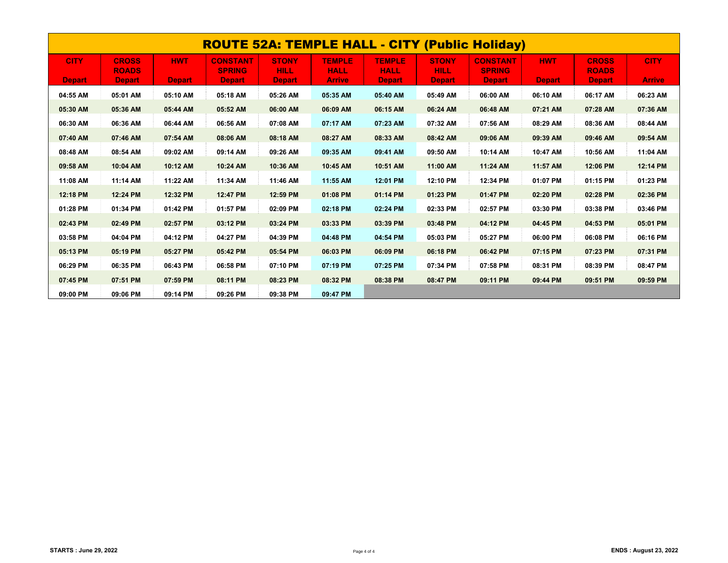# ROUTE 52A: TEMPLE HALL - CITY (Public Holiday)

| CITY Depart | CROSS ROADS Depart | HWT Depart | CONSTANT SPRING Depart | STONY HILL Depart | TEMPLE HALL Arrive | TEMPLE HALL Depart | STONY HILL Depart | CONSTANT SPRING Depart | HWT Depart | CROSS ROADS Depart | CITY Arrive |
|---|---|---|---|---|---|---|---|---|---|---|---|
| 04:55 AM | 05:01 AM | 05:10 AM | 05:18 AM | 05:26 AM | 05:35 AM | 05:40 AM | 05:49 AM | 06:00 AM | 06:10 AM | 06:17 AM | 06:23 AM |
| 05:30 AM | 05:36 AM | 05:44 AM | 05:52 AM | 06:00 AM | 06:09 AM | 06:15 AM | 06:24 AM | 06:48 AM | 07:21 AM | 07:28 AM | 07:36 AM |
| 06:30 AM | 06:36 AM | 06:44 AM | 06:56 AM | 07:08 AM | 07:17 AM | 07:23 AM | 07:32 AM | 07:56 AM | 08:29 AM | 08:36 AM | 08:44 AM |
| 07:40 AM | 07:46 AM | 07:54 AM | 08:06 AM | 08:18 AM | 08:27 AM | 08:33 AM | 08:42 AM | 09:06 AM | 09:39 AM | 09:46 AM | 09:54 AM |
| 08:48 AM | 08:54 AM | 09:02 AM | 09:14 AM | 09:26 AM | 09:35 AM | 09:41 AM | 09:50 AM | 10:14 AM | 10:47 AM | 10:56 AM | 11:04 AM |
| 09:58 AM | 10:04 AM | 10:12 AM | 10:24 AM | 10:36 AM | 10:45 AM | 10:51 AM | 11:00 AM | 11:24 AM | 11:57 AM | 12:06 PM | 12:14 PM |
| 11:08 AM | 11:14 AM | 11:22 AM | 11:34 AM | 11:46 AM | 11:55 AM | 12:01 PM | 12:10 PM | 12:34 PM | 01:07 PM | 01:15 PM | 01:23 PM |
| 12:18 PM | 12:24 PM | 12:32 PM | 12:47 PM | 12:59 PM | 01:08 PM | 01:14 PM | 01:23 PM | 01:47 PM | 02:20 PM | 02:28 PM | 02:36 PM |
| 01:28 PM | 01:34 PM | 01:42 PM | 01:57 PM | 02:09 PM | 02:18 PM | 02:24 PM | 02:33 PM | 02:57 PM | 03:30 PM | 03:38 PM | 03:46 PM |
| 02:43 PM | 02:49 PM | 02:57 PM | 03:12 PM | 03:24 PM | 03:33 PM | 03:39 PM | 03:48 PM | 04:12 PM | 04:45 PM | 04:53 PM | 05:01 PM |
| 03:58 PM | 04:04 PM | 04:12 PM | 04:27 PM | 04:39 PM | 04:48 PM | 04:54 PM | 05:03 PM | 05:27 PM | 06:00 PM | 06:08 PM | 06:16 PM |
| 05:13 PM | 05:19 PM | 05:27 PM | 05:42 PM | 05:54 PM | 06:03 PM | 06:09 PM | 06:18 PM | 06:42 PM | 07:15 PM | 07:23 PM | 07:31 PM |
| 06:29 PM | 06:35 PM | 06:43 PM | 06:58 PM | 07:10 PM | 07:19 PM | 07:25 PM | 07:34 PM | 07:58 PM | 08:31 PM | 08:39 PM | 08:47 PM |
| 07:45 PM | 07:51 PM | 07:59 PM | 08:11 PM | 08:23 PM | 08:32 PM | 08:38 PM | 08:47 PM | 09:11 PM | 09:44 PM | 09:51 PM | 09:59 PM |
| 09:00 PM | 09:06 PM | 09:14 PM | 09:26 PM | 09:38 PM | 09:47 PM | | | | | | |

**STARTS : June 29, 2022**

**ENDS : August 23, 2022**